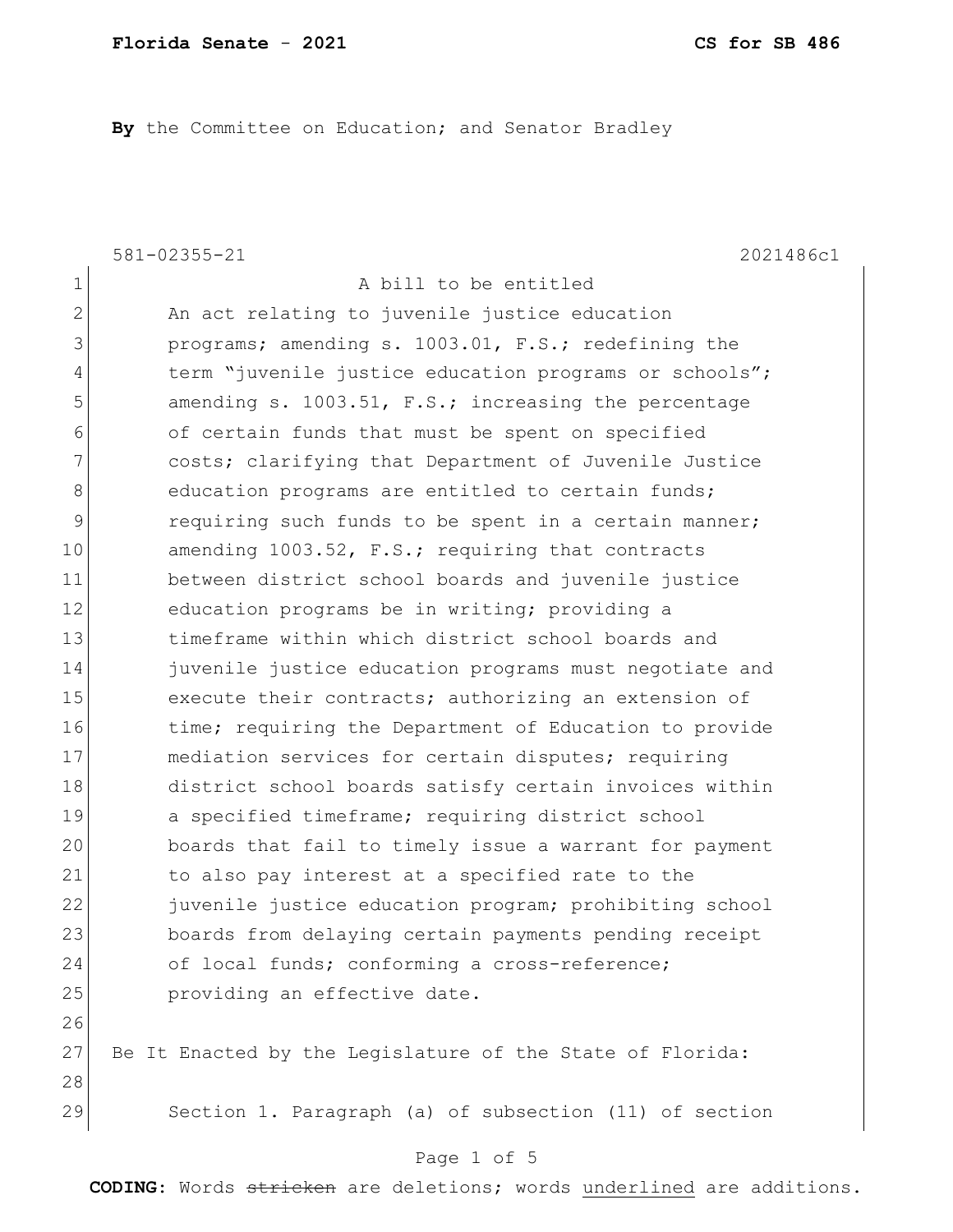**Florida Senate - 2021** **CS for SB 486**

**By** the Committee on Education; and Senator Bradley

581-02355-21 2021486c1

A bill to be entitled

An act relating to juvenile justice education programs; amending s. 1003.01, F.S.; redefining the term “juvenile justice education programs or schools”; amending s. 1003.51, F.S.; increasing the percentage of certain funds that must be spent on specified costs; clarifying that Department of Juvenile Justice education programs are entitled to certain funds; requiring such funds to be spent in a certain manner; amending 1003.52, F.S.; requiring that contracts between district school boards and juvenile justice education programs be in writing; providing a timeframe within which district school boards and juvenile justice education programs must negotiate and execute their contracts; authorizing an extension of time; requiring the Department of Education to provide mediation services for certain disputes; requiring district school boards satisfy certain invoices within a specified timeframe; requiring district school boards that fail to timely issue a warrant for payment to also pay interest at a specified rate to the juvenile justice education program; prohibiting school boards from delaying certain payments pending receipt of local funds; conforming a cross-reference; providing an effective date.

Be It Enacted by the Legislature of the State of Florida:

Section 1. Paragraph (a) of subsection (11) of section

**CODING:** Words ~~stricken~~ are deletions; words underlined are additions.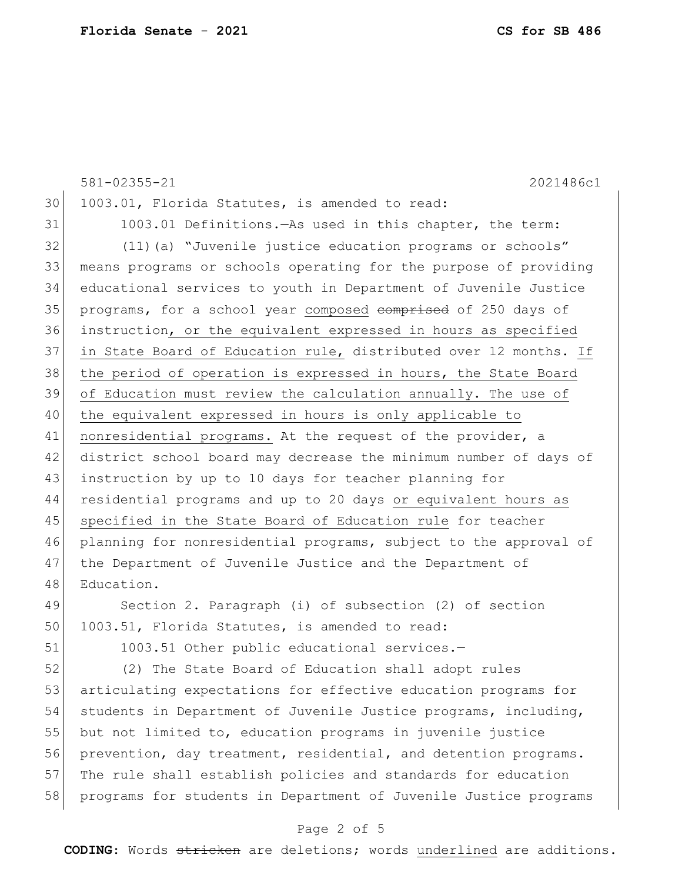1003.01, Florida Statutes, is amended to read:

1003.01 Definitions.—As used in this chapter, the term:

(11)(a) "Juvenile justice education programs or schools" means programs or schools operating for the purpose of providing educational services to youth in Department of Juvenile Justice programs, for a school year composed ~~comprised~~ of 250 days of instruction, or the equivalent expressed in hours as specified in State Board of Education rule, distributed over 12 months. If the period of operation is expressed in hours, the State Board of Education must review the calculation annually. The use of the equivalent expressed in hours is only applicable to nonresidential programs. At the request of the provider, a district school board may decrease the minimum number of days of instruction by up to 10 days for teacher planning for residential programs and up to 20 days or equivalent hours as specified in the State Board of Education rule for teacher planning for nonresidential programs, subject to the approval of the Department of Juvenile Justice and the Department of Education.

Section 2. Paragraph (i) of subsection (2) of section 1003.51, Florida Statutes, is amended to read:

1003.51 Other public educational services.—

(2) The State Board of Education shall adopt rules articulating expectations for effective education programs for students in Department of Juvenile Justice programs, including, but not limited to, education programs in juvenile justice prevention, day treatment, residential, and detention programs. The rule shall establish policies and standards for education programs for students in Department of Juvenile Justice programs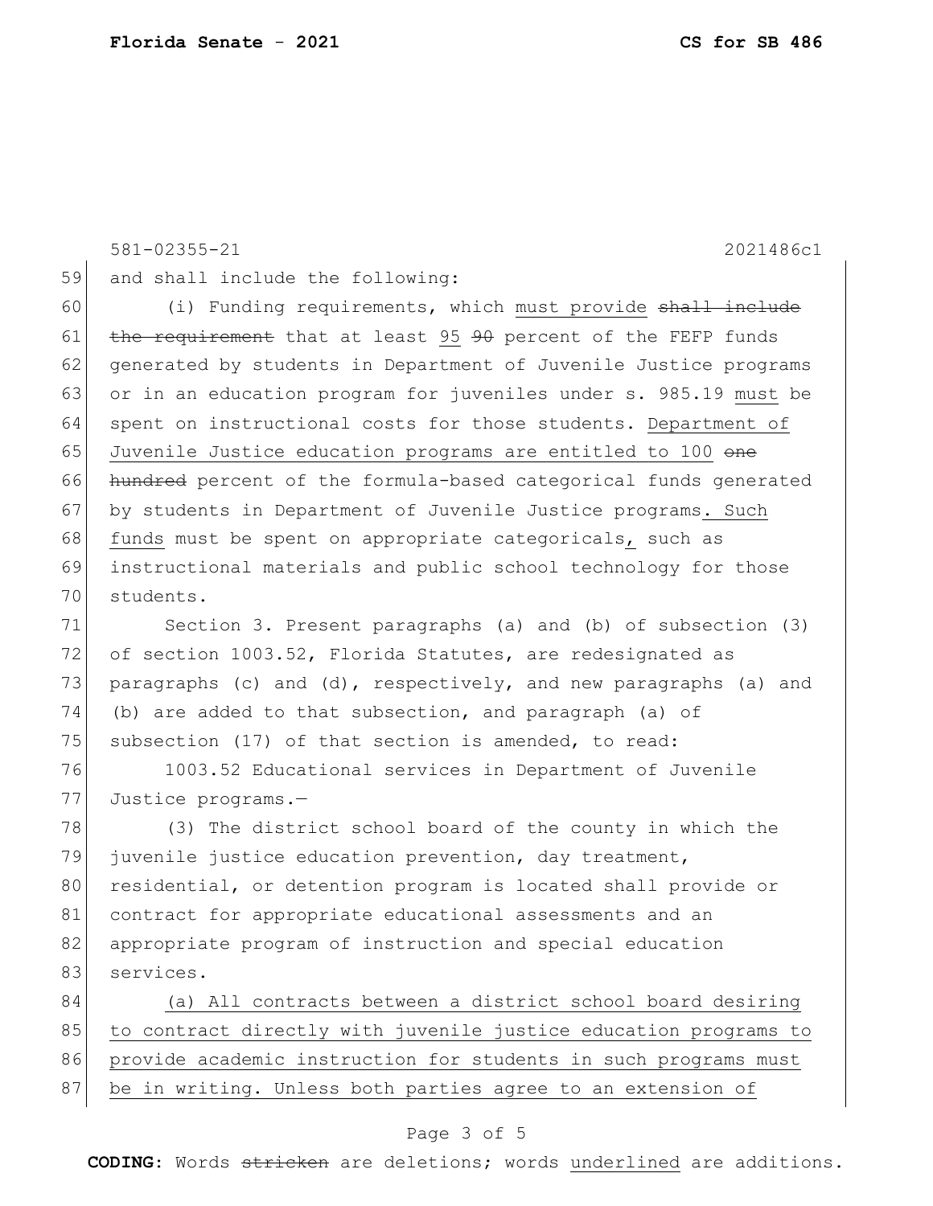and shall include the following:

(i) Funding requirements, which <u>must provide</u> ~~shall include the requirement~~ that at least <u>95</u> ~~90~~ percent of the FEFP funds generated by students in Department of Juvenile Justice programs or in an education program for juveniles under s. 985.19 <u>must</u> be spent on instructional costs for those students. <u>Department of Juvenile Justice education programs are entitled to 100</u> ~~one hundred~~ percent of the formula-based categorical funds generated by students in Department of Juvenile Justice programs<u>. Such funds</u> must be spent on appropriate categoricals<u>,</u> such as instructional materials and public school technology for those students.

Section 3. Present paragraphs (a) and (b) of subsection (3) of section 1003.52, Florida Statutes, are redesignated as paragraphs (c) and (d), respectively, and new paragraphs (a) and (b) are added to that subsection, and paragraph (a) of subsection (17) of that section is amended, to read:

1003.52 Educational services in Department of Juvenile Justice programs.—

(3) The district school board of the county in which the juvenile justice education prevention, day treatment, residential, or detention program is located shall provide or contract for appropriate educational assessments and an appropriate program of instruction and special education services.

<u>(a) All contracts between a district school board desiring to contract directly with juvenile justice education programs to provide academic instruction for students in such programs must be in writing. Unless both parties agree to an extension of</u>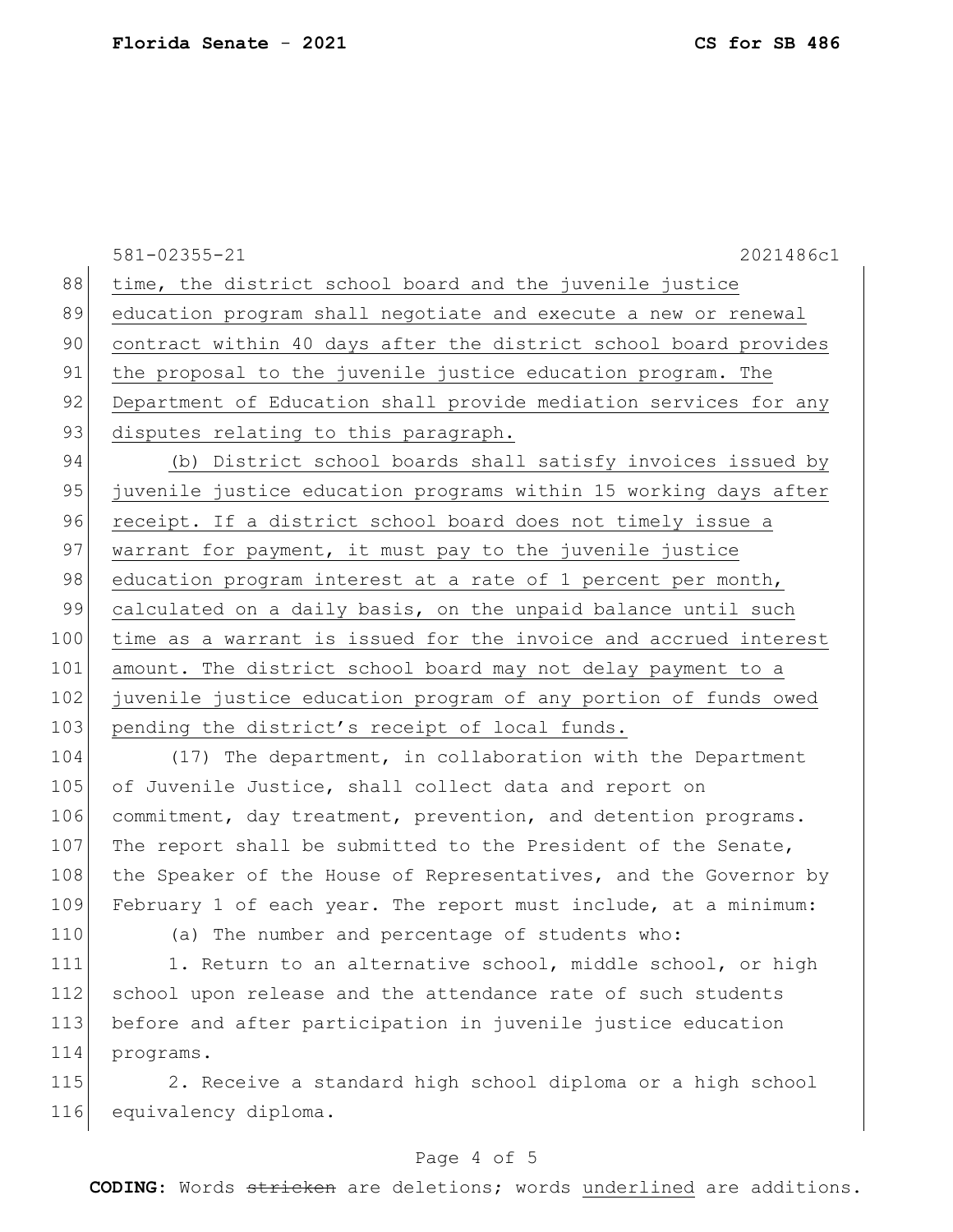581-02355-21 2021486c1

time, the district school board and the juvenile justice education program shall negotiate and execute a new or renewal contract within 40 days after the district school board provides the proposal to the juvenile justice education program. The Department of Education shall provide mediation services for any disputes relating to this paragraph.

(b) District school boards shall satisfy invoices issued by juvenile justice education programs within 15 working days after receipt. If a district school board does not timely issue a warrant for payment, it must pay to the juvenile justice education program interest at a rate of 1 percent per month, calculated on a daily basis, on the unpaid balance until such time as a warrant is issued for the invoice and accrued interest amount. The district school board may not delay payment to a juvenile justice education program of any portion of funds owed pending the district's receipt of local funds.

(17) The department, in collaboration with the Department of Juvenile Justice, shall collect data and report on commitment, day treatment, prevention, and detention programs. The report shall be submitted to the President of the Senate, the Speaker of the House of Representatives, and the Governor by February 1 of each year. The report must include, at a minimum:

(a) The number and percentage of students who:

1. Return to an alternative school, middle school, or high school upon release and the attendance rate of such students before and after participation in juvenile justice education programs.

2. Receive a standard high school diploma or a high school equivalency diploma.

**CODING:** Words ~~stricken~~ are deletions; words underlined are additions.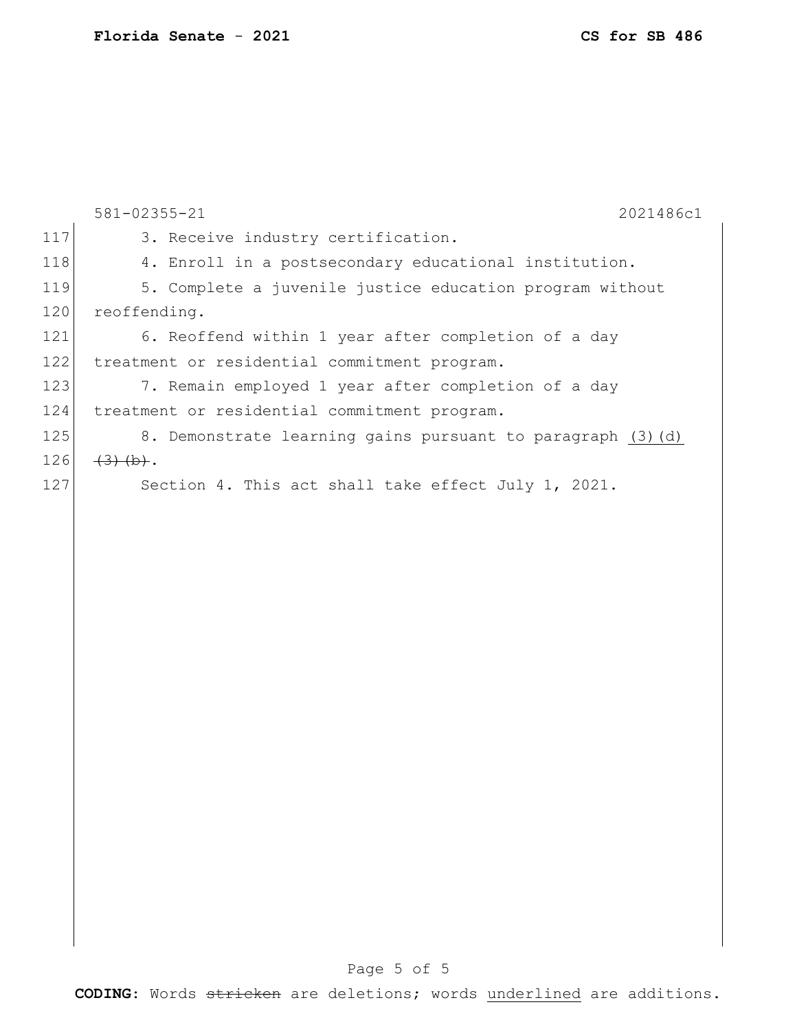581-02355-21 2021486c1

117 3. Receive industry certification.

118 4. Enroll in a postsecondary educational institution.

119 5. Complete a juvenile justice education program without
120 reoffending.

121 6. Reoffend within 1 year after completion of a day
122 treatment or residential commitment program.

123 7. Remain employed 1 year after completion of a day
124 treatment or residential commitment program.

125 8. Demonstrate learning gains pursuant to paragraph <u>(3)(d)</u>
126 ~~(3)(b)~~.

127 Section 4. This act shall take effect July 1, 2021.

**CODING:** Words ~~stricken~~ are deletions; words <u>underlined</u> are additions.